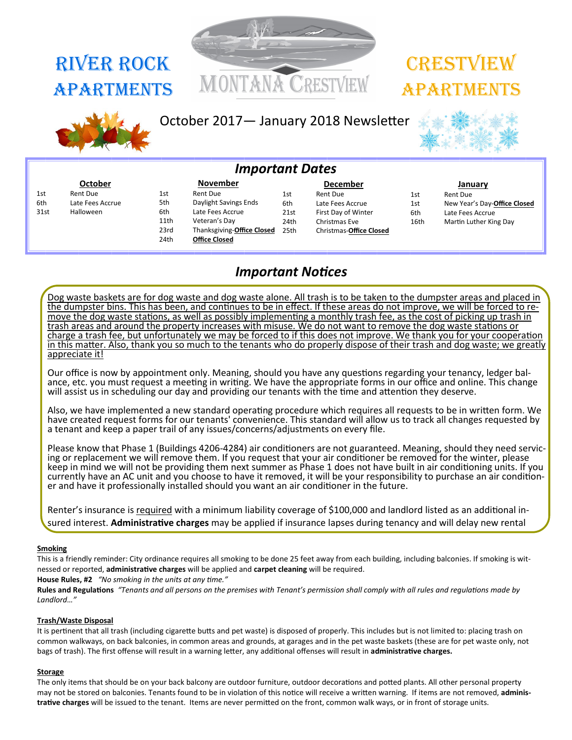# River Rock Apartments

# Montana Crestview

# Crestview Apartments

## October 2017— January 2018 Newsletter

## *Important Dates*

**October**

| | |
|---|---|
| 1st | Rent Due |
| 6th | Late Fees Accrue |
| 31st | Halloween |

**November**

| | |
|---|---|
| 1st | Rent Due |
| 5th | Daylight Savings Ends |
| 6th | Late Fees Accrue |
| 11th | Veteran's Day |
| 23rd | Thanksgiving-**Office Closed** |
| 24th | **Office Closed** |

**December**

| | |
|---|---|
| 1st | Rent Due |
| 6th | Late Fees Accrue |
| 21st | First Day of Winter |
| 24th | Christmas Eve |
| 25th | Christmas-**Office Closed** |

**January**

| | |
|---|---|
| 1st | Rent Due |
| 1st | New Year's Day-**Office Closed** |
| 6th | Late Fees Accrue |
| 16th | Martin Luther King Day |

## *Important Notices*

<u>Dog waste baskets are for dog waste and dog waste alone. All trash is to be taken to the dumpster areas and placed in the dumpster bins. This has been, and continues to be in effect. If these areas do not improve, we will be forced to remove the dog waste stations, as well as possibly implementing a monthly trash fee, as the cost of picking up trash in trash areas and around the property increases with misuse. We do not want to remove the dog waste stations or charge a trash fee, but unfortunately we may be forced to if this does not improve. We thank you for your cooperation in this matter. Also, thank you so much to the tenants who do properly dispose of their trash and dog waste; we greatly appreciate it!</u>

Our office is now by appointment only. Meaning, should you have any questions regarding your tenancy, ledger balance, etc. you must request a meeting in writing. We have the appropriate forms in our office and online. This change will assist us in scheduling our day and providing our tenants with the time and attention they deserve.

Also, we have implemented a new standard operating procedure which requires all requests to be in written form. We have created request forms for our tenants' convenience. This standard will allow us to track all changes requested by a tenant and keep a paper trail of any issues/concerns/adjustments on every file.

Please know that Phase 1 (Buildings 4206-4284) air conditioners are not guaranteed. Meaning, should they need servicing or replacement we will remove them. If you request that your air conditioner be removed for the winter, please keep in mind we will not be providing them next summer as Phase 1 does not have built in air conditioning units. If you currently have an AC unit and you choose to have it removed, it will be your responsibility to purchase an air conditioner and have it professionally installed should you want an air conditioner in the future.

Renter's insurance is <u>required</u> with a minimum liability coverage of $100,000 and landlord listed as an additional insured interest. **Administrative charges** may be applied if insurance lapses during tenancy and will delay new rental

**<u>Smoking</u>**

This is a friendly reminder: City ordinance requires all smoking to be done 25 feet away from each building, including balconies. If smoking is witnessed or reported, **administrative charges** will be applied and **carpet cleaning** will be required.

**House Rules, #2** *"No smoking in the units at any time."*

**Rules and Regulations** *"Tenants and all persons on the premises with Tenant's permission shall comply with all rules and regulations made by Landlord…"*

**<u>Trash/Waste Disposal</u>**

It is pertinent that all trash (including cigarette butts and pet waste) is disposed of properly. This includes but is not limited to: placing trash on common walkways, on back balconies, in common areas and grounds, at garages and in the pet waste baskets (these are for pet waste only, not bags of trash). The first offense will result in a warning letter, any additional offenses will result in **administrative charges.**

**<u>Storage</u>**

The only items that should be on your back balcony are outdoor furniture, outdoor decorations and potted plants. All other personal property may not be stored on balconies. Tenants found to be in violation of this notice will receive a written warning. If items are not removed, **administrative charges** will be issued to the tenant. Items are never permitted on the front, common walk ways, or in front of storage units.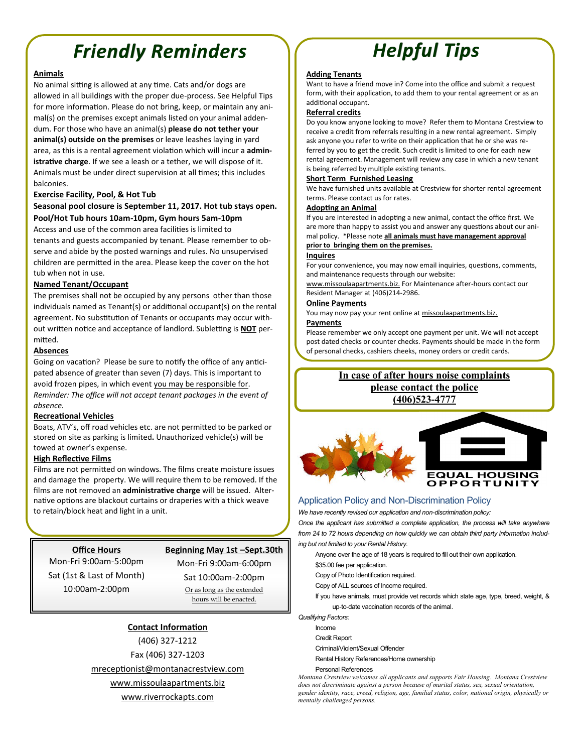# Friendly Reminders

**Animals**

No animal sitting is allowed at any time. Cats and/or dogs are allowed in all buildings with the proper due-process. See Helpful Tips for more information. Please do not bring, keep, or maintain any animal(s) on the premises except animals listed on your animal addendum. For those who have an animal(s) **please do not tether your animal(s) outside on the premises** or leave leashes laying in yard area, as this is a rental agreement violation which will incur a **administrative charge**. If we see a leash or a tether, we will dispose of it. Animals must be under direct supervision at all times; this includes balconies.

**Exercise Facility, Pool, & Hot Tub**

**Seasonal pool closure is September 11, 2017. Hot tub stays open.**
**Pool/Hot Tub hours 10am-10pm, Gym hours 5am-10pm**

Access and use of the common area facilities is limited to tenants and guests accompanied by tenant. Please remember to observe and abide by the posted warnings and rules. No unsupervised children are permitted in the area. Please keep the cover on the hot tub when not in use.

**Named Tenant/Occupant**

The premises shall not be occupied by any persons other than those individuals named as Tenant(s) or additional occupant(s) on the rental agreement. No substitution of Tenants or occupants may occur without written notice and acceptance of landlord. Subletting is **NOT** permitted.

**Absences**

Going on vacation? Please be sure to notify the office of any anticipated absence of greater than seven (7) days. This is important to avoid frozen pipes, in which event you may be responsible for.
*Reminder: The office will not accept tenant packages in the event of absence.*

**Recreational Vehicles**

Boats, ATV's, off road vehicles etc. are not permitted to be parked or stored on site as parking is limited**.** Unauthorized vehicle(s) will be towed at owner's expense.

**High Reflective Films**

Films are not permitted on windows. The films create moisture issues and damage the property. We will require them to be removed. If the films are not removed an **administrative charge** will be issued. Alternative options are blackout curtains or draperies with a thick weave to retain/block heat and light in a unit.

| **Office Hours** | **Beginning May 1st –Sept.30th** |
| --- | --- |
| Mon-Fri 9:00am-5:00pm | Mon-Fri 9:00am-6:00pm |
| Sat (1st & Last of Month) 10:00am-2:00pm | Sat 10:00am-2:00pm |
| | Or as long as the extended hours will be enacted. |

**Contact Information**

(406) 327-1212
Fax (406) 327-1203
mreceptionist@montanacrestview.com
www.missoulaapartments.biz
www.riverrockapts.com

# Helpful Tips

**Adding Tenants**

Want to have a friend move in? Come into the office and submit a request form, with their application, to add them to your rental agreement or as an additional occupant.

**Referral credits**

Do you know anyone looking to move? Refer them to Montana Crestview to receive a credit from referrals resulting in a new rental agreement. Simply ask anyone you refer to write on their application that he or she was referred by you to get the credit. Such credit is limited to one for each new rental agreement. Management will review any case in which a new tenant is being referred by multiple existing tenants.

**Short Term Furnished Leasing**

We have furnished units available at Crestview for shorter rental agreement terms. Please contact us for rates.

**Adopting an Animal**

If you are interested in adopting a new animal, contact the office first. We are more than happy to assist you and answer any questions about our animal policy. *Please note **all animals must have management approval prior to bringing them on the premises.**

**Inquires**

For your convenience, you may now email inquiries, questions, comments, and maintenance requests through our website:
www.missoulaapartments.biz. For Maintenance after-hours contact our Resident Manager at (406)214-2986.

**Online Payments**

You may now pay your rent online at missoulaapartments.biz.

**Payments**

Please remember we only accept one payment per unit. We will not accept post dated checks or counter checks. Payments should be made in the form of personal checks, cashiers cheeks, money orders or credit cards.

**In case of after hours noise complaints please contact the police (406)523-4777**

EQUAL HOUSING OPPORTUNITY

## Application Policy and Non-Discrimination Policy

*We have recently revised our application and non-discrimination policy:*

*Once the applicant has submitted a complete application, the process will take anywhere from 24 to 72 hours depending on how quickly we can obtain third party information including but not limited to your Rental History.*

- Anyone over the age of 18 years is required to fill out their own application.
- $35.00 fee per application.
- Copy of Photo Identification required.
- Copy of ALL sources of Income required.
- If you have animals, must provide vet records which state age, type, breed, weight, & up-to-date vaccination records of the animal.

*Qualifying Factors:*

- Income
- Credit Report
- Criminal/Violent/Sexual Offender
- Rental History References/Home ownership
- Personal References

*Montana Crestview welcomes all applicants and supports Fair Housing. Montana Crestview does not discriminate against a person because of marital status, sex, sexual orientation, gender identity, race, creed, religion, age, familial status, color, national origin, physically or mentally challenged persons.*